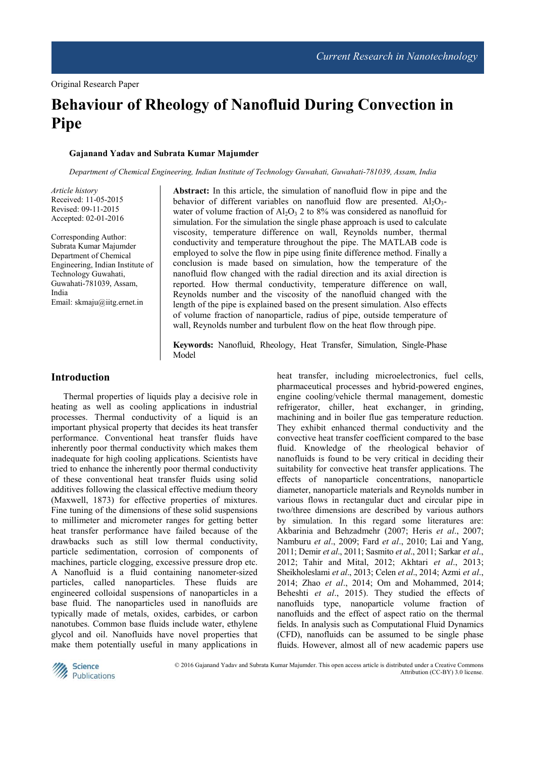Original Research Paper

# Behaviour of Rheology of Nanofluid During Convection in Pipe

**Gajanand Yadav and Subrata Kumar Majumder**

*Department of Chemical Engineering, Indian Institute of Technology Guwahati, Guwahati-781039, Assam, India*

*Article history*
Received: 11-05-2015
Revised: 09-11-2015
Accepted: 02-01-2016

Corresponding Author:
Subrata Kumar Majumder
Department of Chemical Engineering, Indian Institute of Technology Guwahati, Guwahati-781039, Assam, India
Email: skmaju@iitg.ernet.in

**Abstract:** In this article, the simulation of nanofluid flow in pipe and the behavior of different variables on nanofluid flow are presented. $Al_2O_3$-water of volume fraction of $Al_2O_3$ 2 to 8% was considered as nanofluid for simulation. For the simulation the single phase approach is used to calculate viscosity, temperature difference on wall, Reynolds number, thermal conductivity and temperature throughout the pipe. The MATLAB code is employed to solve the flow in pipe using finite difference method. Finally a conclusion is made based on simulation, how the temperature of the nanofluid flow changed with the radial direction and its axial direction is reported. How thermal conductivity, temperature difference on wall, Reynolds number and the viscosity of the nanofluid changed with the length of the pipe is explained based on the present simulation. Also effects of volume fraction of nanoparticle, radius of pipe, outside temperature of wall, Reynolds number and turbulent flow on the heat flow through pipe.

**Keywords:** Nanofluid, Rheology, Heat Transfer, Simulation, Single-Phase Model

## Introduction

Thermal properties of liquids play a decisive role in heating as well as cooling applications in industrial processes. Thermal conductivity of a liquid is an important physical property that decides its heat transfer performance. Conventional heat transfer fluids have inherently poor thermal conductivity which makes them inadequate for high cooling applications. Scientists have tried to enhance the inherently poor thermal conductivity of these conventional heat transfer fluids using solid additives following the classical effective medium theory (Maxwell, 1873) for effective properties of mixtures. Fine tuning of the dimensions of these solid suspensions to millimeter and micrometer ranges for getting better heat transfer performance have failed because of the drawbacks such as still low thermal conductivity, particle sedimentation, corrosion of components of machines, particle clogging, excessive pressure drop etc. A Nanofluid is a fluid containing nanometer-sized particles, called nanoparticles. These fluids are engineered colloidal suspensions of nanoparticles in a base fluid. The nanoparticles used in nanofluids are typically made of metals, oxides, carbides, or carbon nanotubes. Common base fluids include water, ethylene glycol and oil. Nanofluids have novel properties that make them potentially useful in many applications in heat transfer, including microelectronics, fuel cells, pharmaceutical processes and hybrid-powered engines, engine cooling/vehicle thermal management, domestic refrigerator, chiller, heat exchanger, in grinding, machining and in boiler flue gas temperature reduction. They exhibit enhanced thermal conductivity and the convective heat transfer coefficient compared to the base fluid. Knowledge of the rheological behavior of nanofluids is found to be very critical in deciding their suitability for convective heat transfer applications. The effects of nanoparticle concentrations, nanoparticle diameter, nanoparticle materials and Reynolds number in various flows in rectangular duct and circular pipe in two/three dimensions are described by various authors by simulation. In this regard some literatures are: Akbarinia and Behzadmehr (2007; Heris *et al*., 2007; Namburu *et al*., 2009; Fard *et al*., 2010; Lai and Yang, 2011; Demir *et al*., 2011; Sasmito *et al*., 2011; Sarkar *et al*., 2012; Tahir and Mital, 2012; Akhtari *et al*., 2013; Sheikholeslami *et al*., 2013; Celen *et al*., 2014; Azmi *et al*., 2014; Zhao *et al*., 2014; Om and Mohammed, 2014; Beheshti *et al*., 2015). They studied the effects of nanofluids type, nanoparticle volume fraction of nanofluids and the effect of aspect ratio on the thermal fields. In analysis such as Computational Fluid Dynamics (CFD), nanofluids can be assumed to be single phase fluids. However, almost all of new academic papers use

© 2016 Gajanand Yadav and Subrata Kumar Majumder. This open access article is distributed under a Creative Commons Attribution (CC-BY) 3.0 license.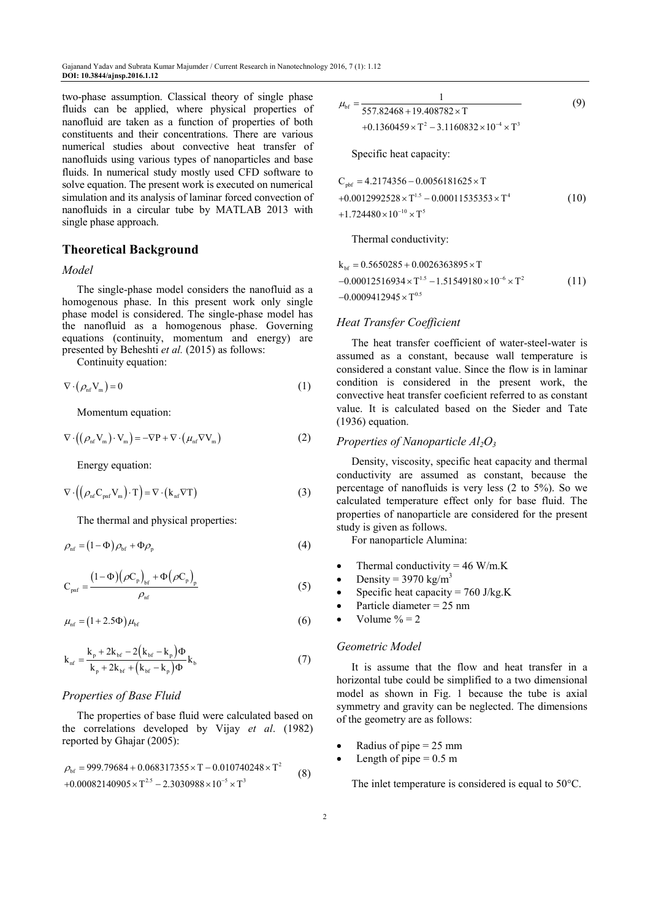two-phase assumption. Classical theory of single phase fluids can be applied, where physical properties of nanofluid are taken as a function of properties of both constituents and their concentrations. There are various numerical studies about convective heat transfer of nanofluids using various types of nanoparticles and base fluids. In numerical study mostly used CFD software to solve equation. The present work is executed on numerical simulation and its analysis of laminar forced convection of nanofluids in a circular tube by MATLAB 2013 with single phase approach.

## Theoretical Background

### *Model*

The single-phase model considers the nanofluid as a homogenous phase. In this present work only single phase model is considered. The single-phase model has the nanofluid as a homogenous phase. Governing equations (continuity, momentum and energy) are presented by Beheshti *et al.* (2015) as follows:

Continuity equation:

$$\nabla \cdot \left(\rho_{nf} V_m\right) = 0 \tag{1}$$

Momentum equation:

$$\nabla \cdot \left(\left(\rho_{nf} V_m\right) \cdot V_m\right) = -\nabla P + \nabla \cdot \left(\mu_{nf} \nabla V_m\right) \tag{2}$$

Energy equation:

$$\nabla \cdot \left(\left(\rho_{nf} C_{pnf} V_m\right) \cdot T\right) = \nabla \cdot \left(k_{nf} \nabla T\right) \tag{3}$$

The thermal and physical properties:

$$\rho_{nf} = (1-\Phi)\rho_{bf} + \Phi\rho_p \tag{4}$$

$$C_{pnf} = \frac{(1-\Phi)\left(\rho C_p\right)_{bf} + \Phi\left(\rho C_p\right)_p}{\rho_{nf}} \tag{5}$$

$$\mu_{nf} = (1+2.5\Phi)\mu_{bf} \tag{6}$$

$$k_{nf} = \frac{k_p + 2k_{bf} - 2\left(k_{bf} - k_p\right)\Phi}{k_p + 2k_{bf} + \left(k_{bf} - k_p\right)\Phi} k_b \tag{7}$$

### *Properties of Base Fluid*

The properties of base fluid were calculated based on the correlations developed by Vijay *et al*. (1982) reported by Ghajar (2005):

$$\rho_{bf} = 999.79684 + 0.068317355 \times T - 0.010740248 \times T^2 + 0.00082140905 \times T^{2.5} - 2.3030988 \times 10^{-5} \times T^3 \tag{8}$$

$$\mu_{bf} = \frac{1}{557.82468 + 19.408782 \times T + 0.1360459 \times T^2 - 3.1160832 \times 10^{-4} \times T^3} \tag{9}$$

Specific heat capacity:

$$C_{pbf} = 4.2174356 - 0.0056181625 \times T + 0.0012992528 \times T^{1.5} - 0.00011535353 \times T^4 + 1.724480 \times 10^{-10} \times T^5 \tag{10}$$

Thermal conductivity:

$$k_{bf} = 0.5650285 + 0.0026363895 \times T - 0.00012516934 \times T^{1.5} - 1.51549180 \times 10^{-6} \times T^2 - 0.0009412945 \times T^{0.5} \tag{11}$$

### *Heat Transfer Coefficient*

The heat transfer coefficient of water-steel-water is assumed as a constant, because wall temperature is considered a constant value. Since the flow is in laminar condition is considered in the present work, the convective heat transfer coeficient referred to as constant value. It is calculated based on the Sieder and Tate (1936) equation.

### *Properties of Nanoparticle $Al_2O_3$*

Density, viscosity, specific heat capacity and thermal conductivity are assumed as constant, because the percentage of nanofluids is very less (2 to 5%). So we calculated temperature effect only for base fluid. The properties of nanoparticle are considered for the present study is given as follows.

For nanoparticle Alumina:

- Thermal conductivity = 46 W/m.K
- Density = 3970 kg/m$^3$
- Specific heat capacity = 760 J/kg.K
- Particle diameter = 25 nm
- Volume % = 2

### *Geometric Model*

It is assume that the flow and heat transfer in a horizontal tube could be simplified to a two dimensional model as shown in Fig. 1 because the tube is axial symmetry and gravity can be neglected. The dimensions of the geometry are as follows:

- Radius of pipe = 25 mm
- Length of pipe = 0.5 m

The inlet temperature is considered is equal to 50°C.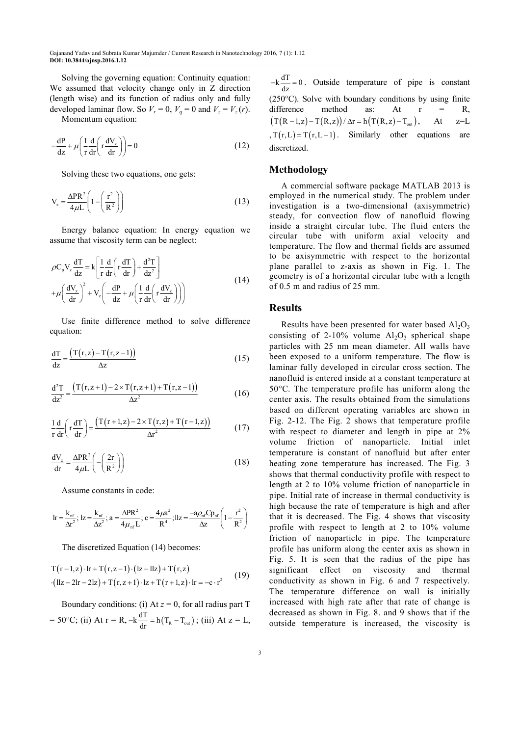Solving the governing equation: Continuity equation: We assumed that velocity change only in Z direction (length wise) and its function of radius only and fully developed laminar flow. So $V_r = 0$, $V_q = 0$ and $V_z = V_z(r)$.

Momentum equation:

$$-\frac{dP}{dz} + \mu\left(\frac{1}{r}\frac{d}{dr}\left(r\frac{dV_z}{dr}\right)\right) = 0 \tag{12}$$

Solving these two equations, one gets:

$$V_z = \frac{\Delta P R^2}{4\mu L}\left(1 - \left(\frac{r^2}{R^2}\right)\right) \tag{13}$$

Energy balance equation: In energy equation we assume that viscosity term can be neglect:

$$\begin{aligned}\rho C_p V_z \frac{dT}{dz} &= k\left[\frac{1}{r}\frac{d}{dr}\left(r\frac{dT}{dr}\right) + \frac{d^2T}{dz^2}\right] \\ &+ \mu\left(\frac{dV_z}{dr}\right)^2 + V_z\left(-\frac{dP}{dz} + \mu\left(\frac{1}{r}\frac{d}{dr}\left(r\frac{dV_z}{dr}\right)\right)\right)\end{aligned} \tag{14}$$

Use finite difference method to solve difference equation:

$$\frac{dT}{dz} = \frac{\left(T(r,z) - T(r,z-1)\right)}{\Delta z} \tag{15}$$

$$\frac{d^2T}{dz^2} = \frac{\left(T(r,z+1) - 2\times T(r,z+1) + T(r,z-1)\right)}{\Delta z^2} \tag{16}$$

$$\frac{1}{r}\frac{d}{dr}\left(r\frac{dT}{dr}\right) = \frac{\left(T(r+1,z) - 2\times T(r,z) + T(r-1,z)\right)}{\Delta r^2} \tag{17}$$

$$\frac{dV_z}{dr} = \frac{\Delta P R^2}{4\mu L}\left(-\left(\frac{2r}{R^2}\right)\right) \tag{18}$$

Assume constants in code:

$$lr = \frac{k_{nf}}{\Delta r^2};\ lz = \frac{k_{nf}}{\Delta z^2};\ a = \frac{\Delta P R^2}{4\mu_{nf} L};\ c = \frac{4\mu a^2}{R^4};\ llz = \frac{-a\rho_{nf} Cp_{nf}}{\Delta z}\left(1 - \frac{r^2}{R^2}\right)$$

The discretized Equation (14) becomes:

$$\begin{aligned}&T(r-1,z)\cdot lr + T(r,z-1)\cdot(lz - llz) + T(r,z) \\ &\cdot(llz - 2lr - 2lz) + T(r,z+1)\cdot lz + T(r+1,z)\cdot lr = -c\cdot r^2\end{aligned} \tag{19}$$

Boundary conditions: (i) At $z = 0$, for all radius part T = 50°C; (ii) At r = R, $-k\frac{dT}{dr} = h(T_R - T_{out})$; (iii) At z = L, $-k\frac{dT}{dz} = 0$. Outside temperature of pipe is constant (250°C). Solve with boundary conditions by using finite difference method as: At r = R, $\left(T(R-1,z) - T(R,z)\right)/\Delta r = h\left(T(R,z) - T_{out}\right)$, At z=L, $T(r,L) = T(r,L-1)$. Similarly other equations are discretized.

## Methodology

A commercial software package MATLAB 2013 is employed in the numerical study. The problem under investigation is a two-dimensional (axisymmetric) steady, for convection flow of nanofluid flowing inside a straight circular tube. The fluid enters the circular tube with uniform axial velocity and temperature. The flow and thermal fields are assumed to be axisymmetric with respect to the horizontal plane parallel to z-axis as shown in Fig. 1. The geometry is of a horizontal circular tube with a length of 0.5 m and radius of 25 mm.

## Results

Results have been presented for water based $Al_2O_3$ consisting of 2-10% volume $Al_2O_3$ spherical shape particles with 25 nm mean diameter. All walls have been exposed to a uniform temperature. The flow is laminar fully developed in circular cross section. The nanofluid is entered inside at a constant temperature at 50°C. The temperature profile has uniform along the center axis. The results obtained from the simulations based on different operating variables are shown in Fig. 2-12. The Fig. 2 shows that temperature profile with respect to diameter and length in pipe at 2% volume friction of nanoparticle. Initial inlet temperature is constant of nanofluid but after enter heating zone temperature has increased. The Fig. 3 shows that thermal conductivity profile with respect to length at 2 to 10% volume friction of nanoparticle in pipe. Initial rate of increase in thermal conductivity is high because the rate of temperature is high and after that it is decreased. The Fig. 4 shows that viscosity profile with respect to length at 2 to 10% volume friction of nanoparticle in pipe. The temperature profile has uniform along the center axis as shown in Fig. 5. It is seen that the radius of the pipe has significant effect on viscosity and thermal conductivity as shown in Fig. 6 and 7 respectively. The temperature difference on wall is initially increased with high rate after that rate of change is decreased as shown in Fig. 8. and 9 shows that if the outside temperature is increased, the viscosity is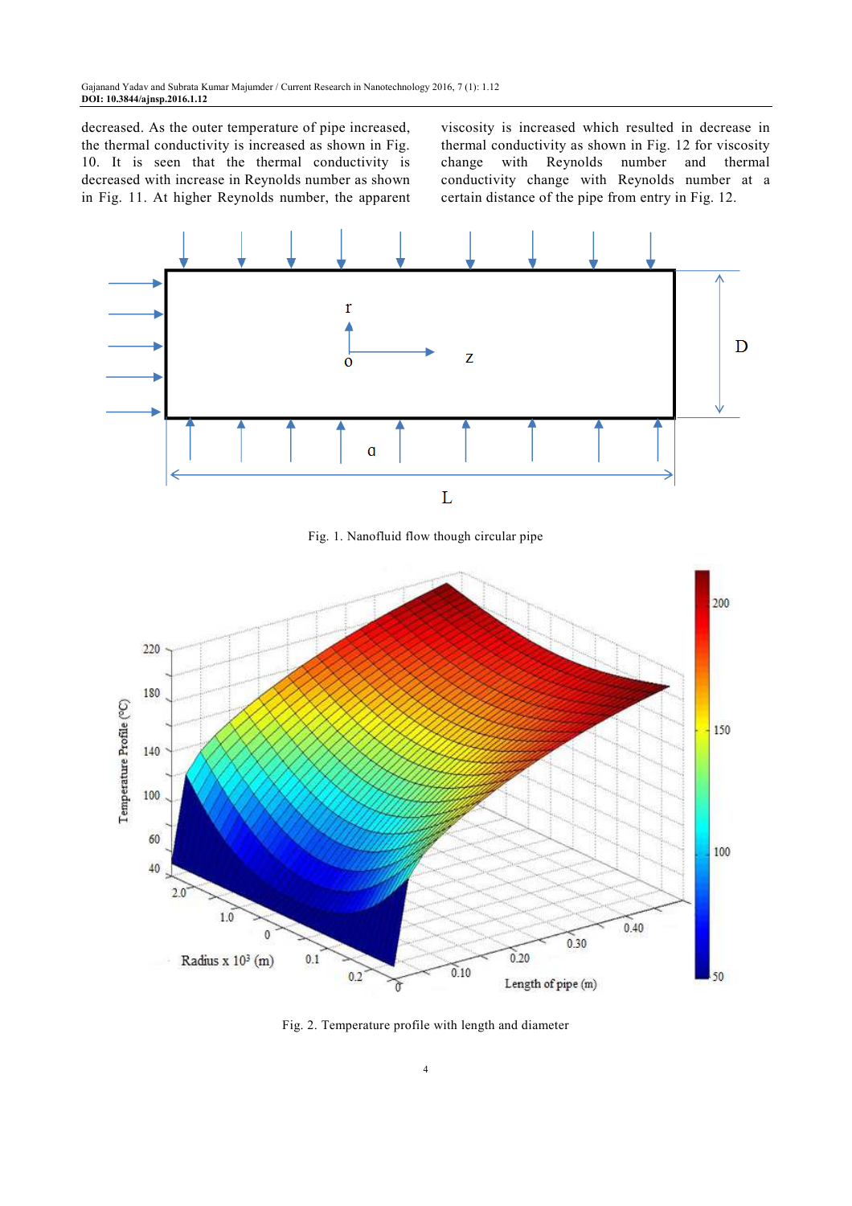decreased. As the outer temperature of pipe increased, the thermal conductivity is increased as shown in Fig. 10. It is seen that the thermal conductivity is decreased with increase in Reynolds number as shown in Fig. 11. At higher Reynolds number, the apparent viscosity is increased which resulted in decrease in thermal conductivity as shown in Fig. 12 for viscosity change with Reynolds number and thermal conductivity change with Reynolds number at a certain distance of the pipe from entry in Fig. 12.

Fig. 1. Nanofluid flow though circular pipe

Fig. 2. Temperature profile with length and diameter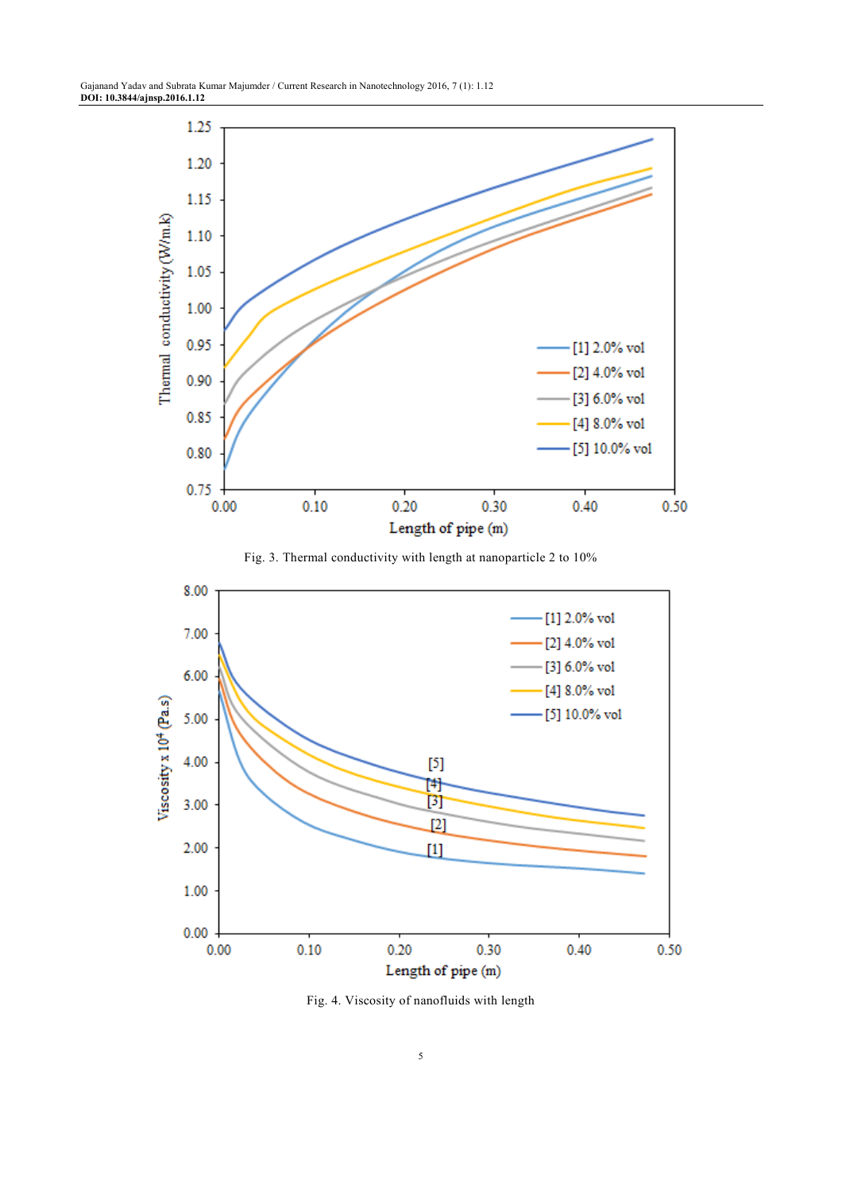Fig. 3. Thermal conductivity with length at nanoparticle 2 to 10%

Fig. 4. Viscosity of nanofluids with length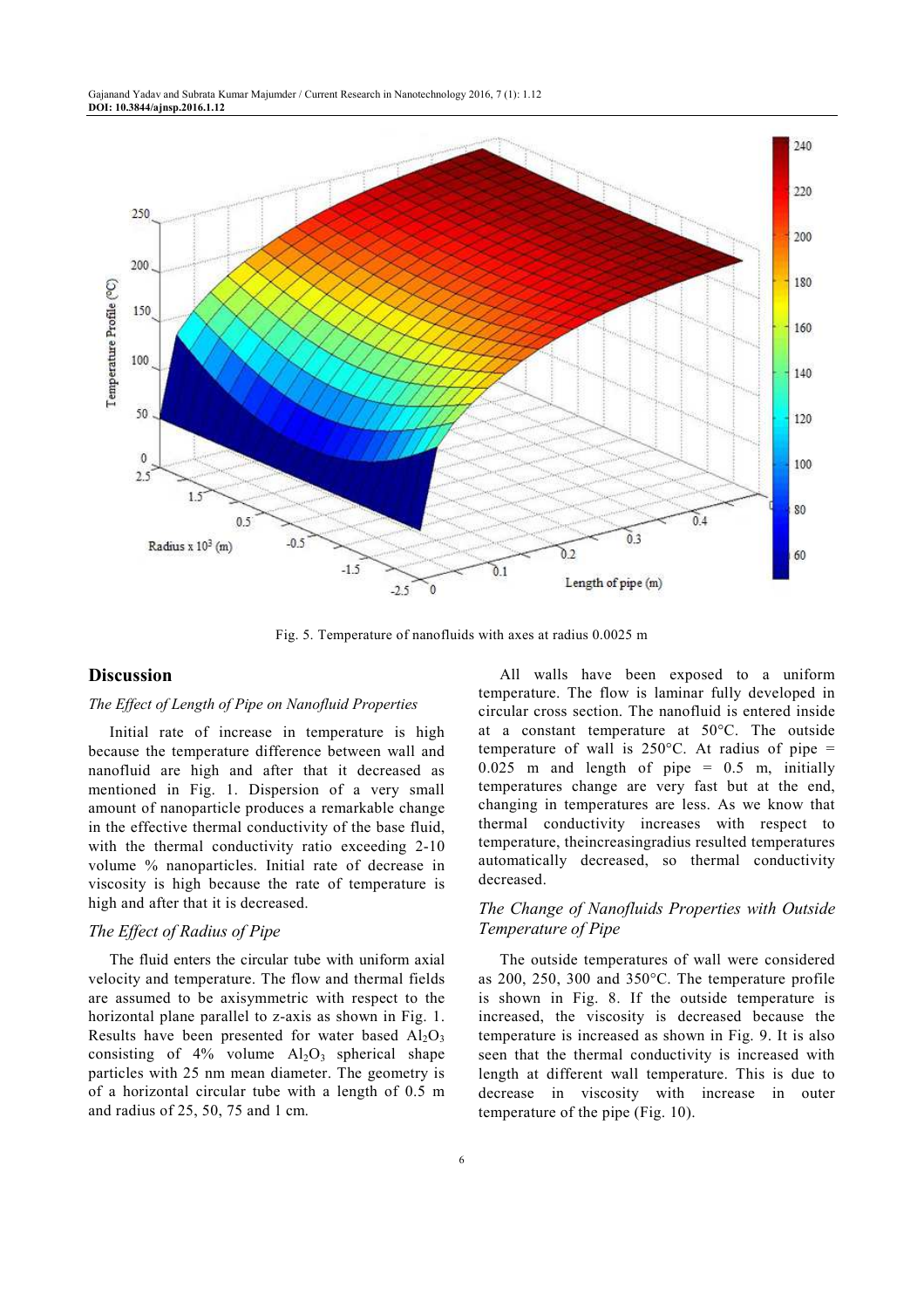Fig. 5. Temperature of nanofluids with axes at radius 0.0025 m

## Discussion

### *The Effect of Length of Pipe on Nanofluid Properties*

Initial rate of increase in temperature is high because the temperature difference between wall and nanofluid are high and after that it decreased as mentioned in Fig. 1. Dispersion of a very small amount of nanoparticle produces a remarkable change in the effective thermal conductivity of the base fluid, with the thermal conductivity ratio exceeding 2-10 volume % nanoparticles. Initial rate of decrease in viscosity is high because the rate of temperature is high and after that it is decreased.

### *The Effect of Radius of Pipe*

The fluid enters the circular tube with uniform axial velocity and temperature. The flow and thermal fields are assumed to be axisymmetric with respect to the horizontal plane parallel to z-axis as shown in Fig. 1. Results have been presented for water based $Al_2O_3$ consisting of 4% volume $Al_2O_3$ spherical shape particles with 25 nm mean diameter. The geometry is of a horizontal circular tube with a length of 0.5 m and radius of 25, 50, 75 and 1 cm.

All walls have been exposed to a uniform temperature. The flow is laminar fully developed in circular cross section. The nanofluid is entered inside at a constant temperature at 50°C. The outside temperature of wall is 250°C. At radius of pipe = 0.025 m and length of pipe = 0.5 m, initially temperatures change are very fast but at the end, changing in temperatures are less. As we know that thermal conductivity increases with respect to temperature, theincreasingradius resulted temperatures automatically decreased, so thermal conductivity decreased.

### *The Change of Nanofluids Properties with Outside Temperature of Pipe*

The outside temperatures of wall were considered as 200, 250, 300 and 350°C. The temperature profile is shown in Fig. 8. If the outside temperature is increased, the viscosity is decreased because the temperature is increased as shown in Fig. 9. It is also seen that the thermal conductivity is increased with length at different wall temperature. This is due to decrease in viscosity with increase in outer temperature of the pipe (Fig. 10).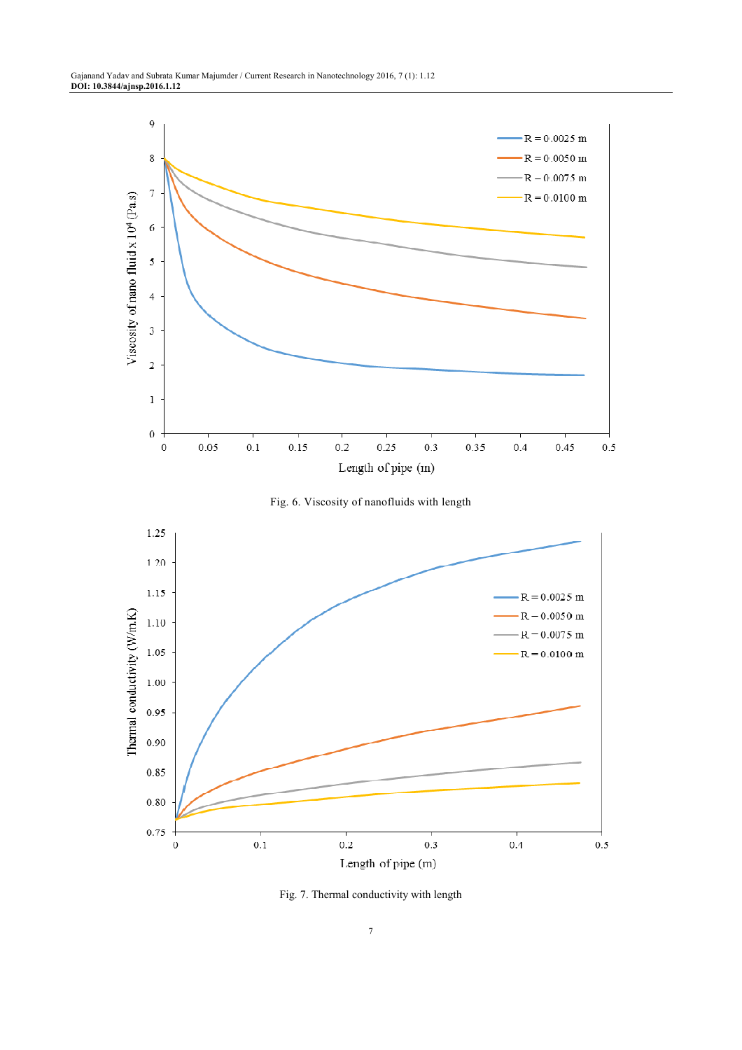Fig. 6. Viscosity of nanofluids with length

Fig. 7. Thermal conductivity with length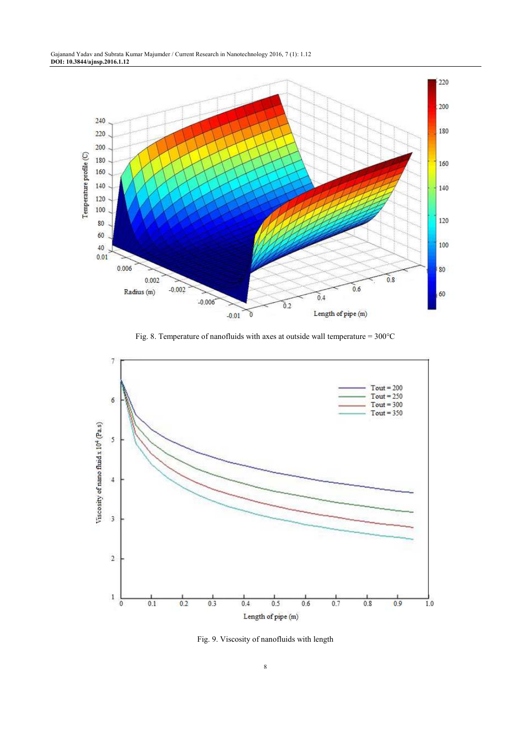Fig. 8. Temperature of nanofluids with axes at outside wall temperature = 300°C

Fig. 9. Viscosity of nanofluids with length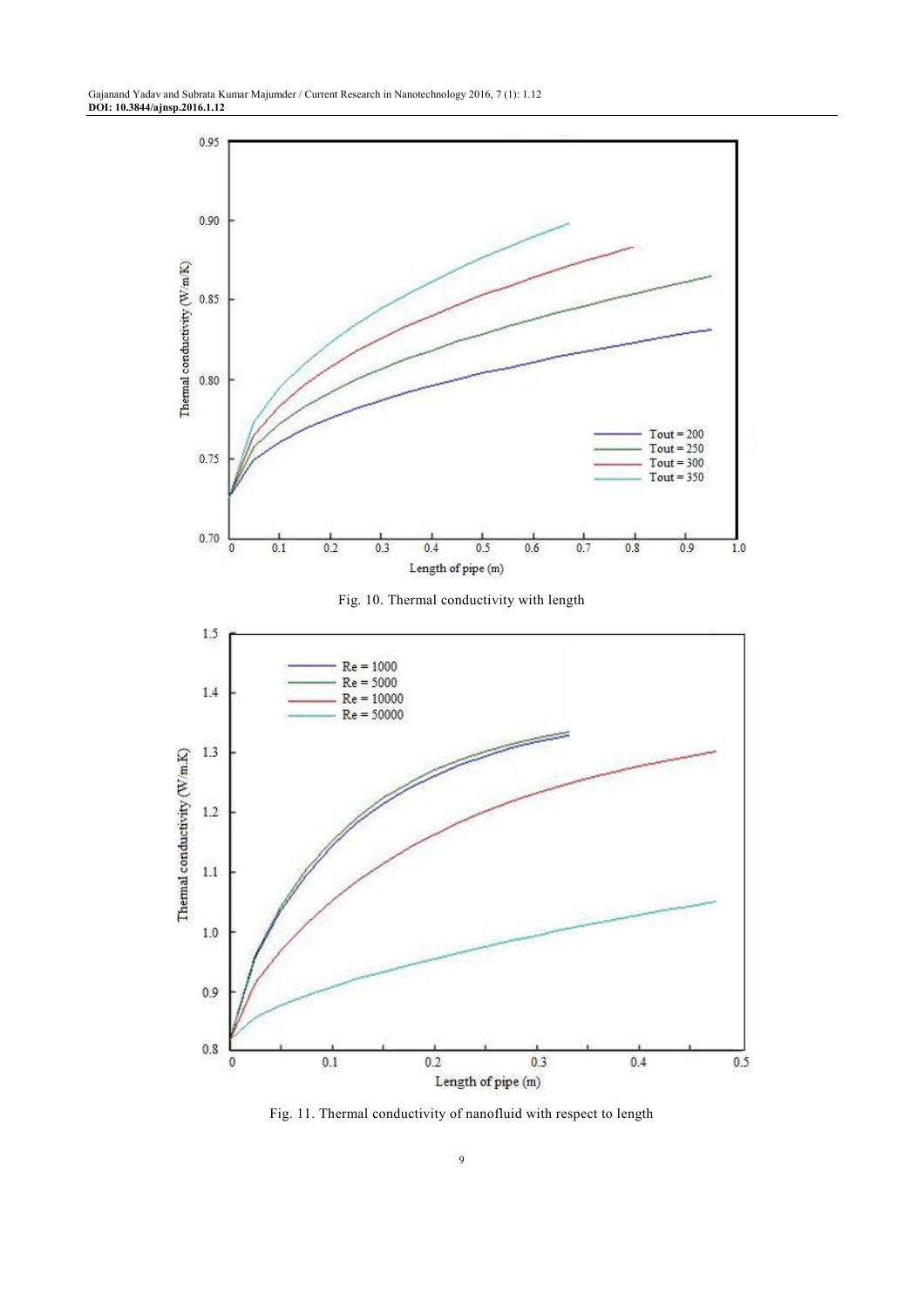Fig. 10. Thermal conductivity with length

Fig. 11. Thermal conductivity of nanofluid with respect to length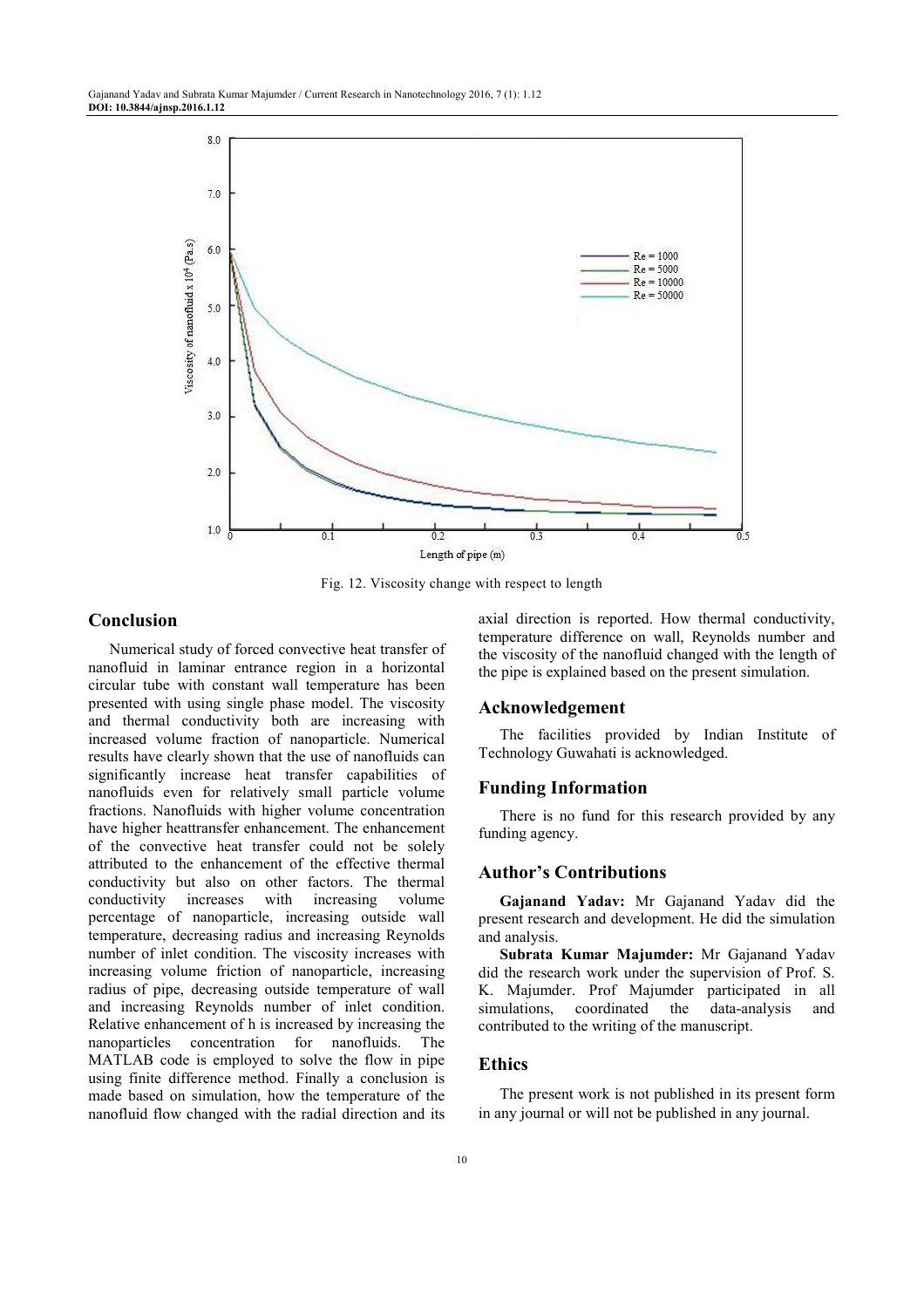Fig. 12. Viscosity change with respect to length

## Conclusion

Numerical study of forced convective heat transfer of nanofluid in laminar entrance region in a horizontal circular tube with constant wall temperature has been presented with using single phase model. The viscosity and thermal conductivity both are increasing with increased volume fraction of nanoparticle. Numerical results have clearly shown that the use of nanofluids can significantly increase heat transfer capabilities of nanofluids even for relatively small particle volume fractions. Nanofluids with higher volume concentration have higher heattransfer enhancement. The enhancement of the convective heat transfer could not be solely attributed to the enhancement of the effective thermal conductivity but also on other factors. The thermal conductivity increases with increasing volume percentage of nanoparticle, increasing outside wall temperature, decreasing radius and increasing Reynolds number of inlet condition. The viscosity increases with increasing volume friction of nanoparticle, increasing radius of pipe, decreasing outside temperature of wall and increasing Reynolds number of inlet condition. Relative enhancement of h is increased by increasing the nanoparticles concentration for nanofluids. The MATLAB code is employed to solve the flow in pipe using finite difference method. Finally a conclusion is made based on simulation, how the temperature of the nanofluid flow changed with the radial direction and its axial direction is reported. How thermal conductivity, temperature difference on wall, Reynolds number and the viscosity of the nanofluid changed with the length of the pipe is explained based on the present simulation.

## Acknowledgement

The facilities provided by Indian Institute of Technology Guwahati is acknowledged.

## Funding Information

There is no fund for this research provided by any funding agency.

## Author's Contributions

**Gajanand Yadav:** Mr Gajanand Yadav did the present research and development. He did the simulation and analysis.

**Subrata Kumar Majumder:** Mr Gajanand Yadav did the research work under the supervision of Prof. S. K. Majumder. Prof Majumder participated in all simulations, coordinated the data-analysis and contributed to the writing of the manuscript.

## Ethics

The present work is not published in its present form in any journal or will not be published in any journal.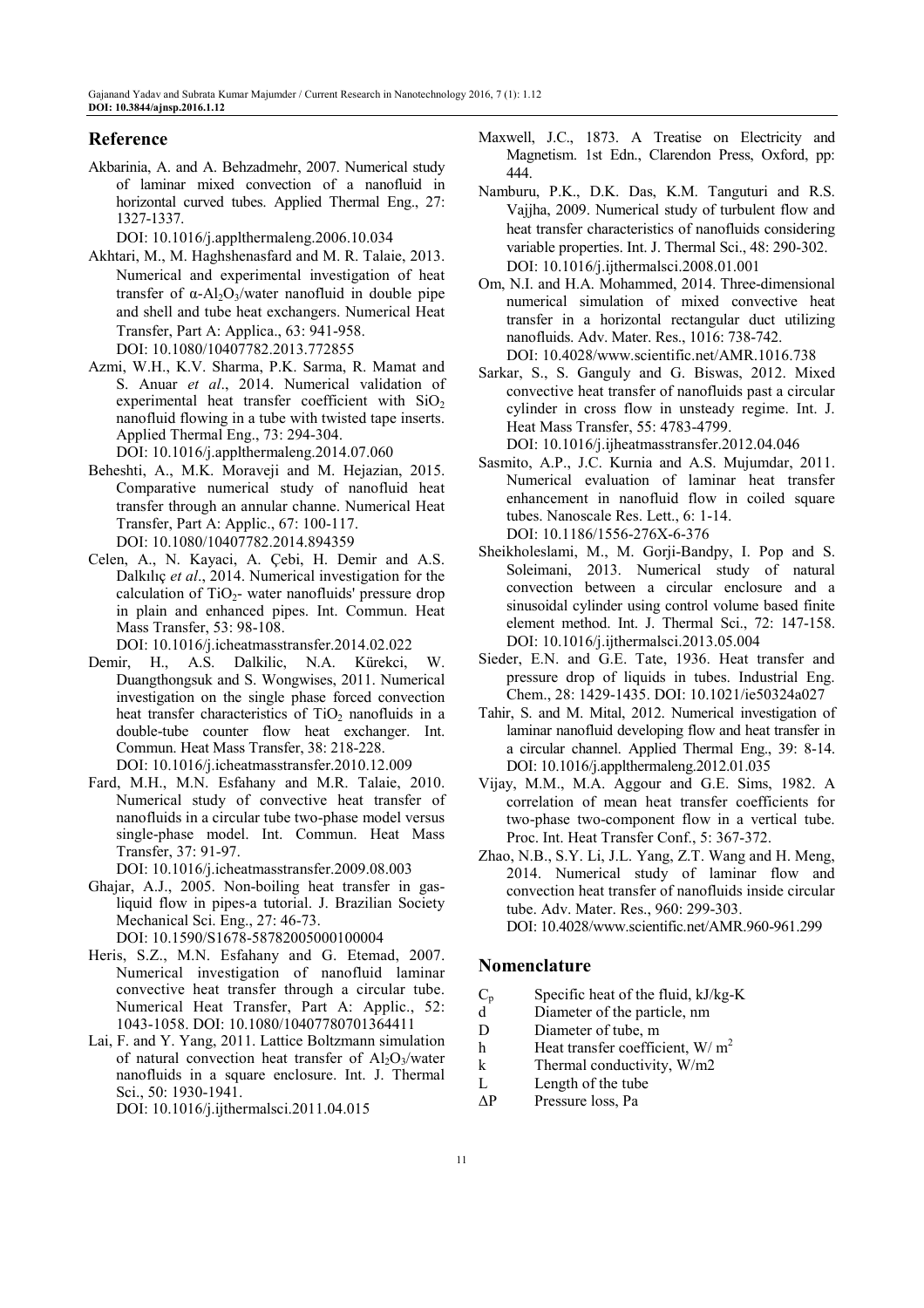## Reference

Akbarinia, A. and A. Behzadmehr, 2007. Numerical study of laminar mixed convection of a nanofluid in horizontal curved tubes. Applied Thermal Eng., 27: 1327-1337.
DOI: 10.1016/j.applthermaleng.2006.10.034

Akhtari, M., M. Haghshenasfard and M. R. Talaie, 2013. Numerical and experimental investigation of heat transfer of α-$Al_2O_3$/water nanofluid in double pipe and shell and tube heat exchangers. Numerical Heat Transfer, Part A: Applica., 63: 941-958.
DOI: 10.1080/10407782.2013.772855

Azmi, W.H., K.V. Sharma, P.K. Sarma, R. Mamat and S. Anuar *et al*., 2014. Numerical validation of experimental heat transfer coefficient with $SiO_2$ nanofluid flowing in a tube with twisted tape inserts. Applied Thermal Eng., 73: 294-304.
DOI: 10.1016/j.applthermaleng.2014.07.060

Beheshti, A., M.K. Moraveji and M. Hejazian, 2015. Comparative numerical study of nanofluid heat transfer through an annular channe. Numerical Heat Transfer, Part A: Applic., 67: 100-117.
DOI: 10.1080/10407782.2014.894359

Celen, A., N. Kayaci, A. Çebi, H. Demir and A.S. Dalkılıç *et al*., 2014. Numerical investigation for the calculation of $TiO_2$- water nanofluids' pressure drop in plain and enhanced pipes. Int. Commun. Heat Mass Transfer, 53: 98-108.
DOI: 10.1016/j.icheatmasstransfer.2014.02.022

Demir, H., A.S. Dalkilic, N.A. Kürekci, W. Duangthongsuk and S. Wongwises, 2011. Numerical investigation on the single phase forced convection heat transfer characteristics of $TiO_2$ nanofluids in a double-tube counter flow heat exchanger. Int. Commun. Heat Mass Transfer, 38: 218-228.
DOI: 10.1016/j.icheatmasstransfer.2010.12.009

Fard, M.H., M.N. Esfahany and M.R. Talaie, 2010. Numerical study of convective heat transfer of nanofluids in a circular tube two-phase model versus single-phase model. Int. Commun. Heat Mass Transfer, 37: 91-97.
DOI: 10.1016/j.icheatmasstransfer.2009.08.003

Ghajar, A.J., 2005. Non-boiling heat transfer in gas-liquid flow in pipes-a tutorial. J. Brazilian Society Mechanical Sci. Eng., 27: 46-73.
DOI: 10.1590/S1678-58782005000100004

Heris, S.Z., M.N. Esfahany and G. Etemad, 2007. Numerical investigation of nanofluid laminar convective heat transfer through a circular tube. Numerical Heat Transfer, Part A: Applic., 52: 1043-1058. DOI: 10.1080/10407780701364411

Lai, F. and Y. Yang, 2011. Lattice Boltzmann simulation of natural convection heat transfer of $Al_2O_3$/water nanofluids in a square enclosure. Int. J. Thermal Sci., 50: 1930-1941.
DOI: 10.1016/j.ijthermalsci.2011.04.015

Maxwell, J.C., 1873. A Treatise on Electricity and Magnetism. 1st Edn., Clarendon Press, Oxford, pp: 444.

Namburu, P.K., D.K. Das, K.M. Tanguturi and R.S. Vajjha, 2009. Numerical study of turbulent flow and heat transfer characteristics of nanofluids considering variable properties. Int. J. Thermal Sci., 48: 290-302.
DOI: 10.1016/j.ijthermalsci.2008.01.001

Om, N.I. and H.A. Mohammed, 2014. Three-dimensional numerical simulation of mixed convective heat transfer in a horizontal rectangular duct utilizing nanofluids. Adv. Mater. Res., 1016: 738-742.
DOI: 10.4028/www.scientific.net/AMR.1016.738

Sarkar, S., S. Ganguly and G. Biswas, 2012. Mixed convective heat transfer of nanofluids past a circular cylinder in cross flow in unsteady regime. Int. J. Heat Mass Transfer, 55: 4783-4799.
DOI: 10.1016/j.ijheatmasstransfer.2012.04.046

Sasmito, A.P., J.C. Kurnia and A.S. Mujumdar, 2011. Numerical evaluation of laminar heat transfer enhancement in nanofluid flow in coiled square tubes. Nanoscale Res. Lett., 6: 1-14.
DOI: 10.1186/1556-276X-6-376

Sheikholeslami, M., M. Gorji-Bandpy, I. Pop and S. Soleimani, 2013. Numerical study of natural convection between a circular enclosure and a sinusoidal cylinder using control volume based finite element method. Int. J. Thermal Sci., 72: 147-158.
DOI: 10.1016/j.ijthermalsci.2013.05.004

Sieder, E.N. and G.E. Tate, 1936. Heat transfer and pressure drop of liquids in tubes. Industrial Eng. Chem., 28: 1429-1435. DOI: 10.1021/ie50324a027

Tahir, S. and M. Mital, 2012. Numerical investigation of laminar nanofluid developing flow and heat transfer in a circular channel. Applied Thermal Eng., 39: 8-14.
DOI: 10.1016/j.applthermaleng.2012.01.035

Vijay, M.M., M.A. Aggour and G.E. Sims, 1982. A correlation of mean heat transfer coefficients for two-phase two-component flow in a vertical tube. Proc. Int. Heat Transfer Conf., 5: 367-372.

Zhao, N.B., S.Y. Li, J.L. Yang, Z.T. Wang and H. Meng, 2014. Numerical study of laminar flow and convection heat transfer of nanofluids inside circular tube. Adv. Mater. Res., 960: 299-303.
DOI: 10.4028/www.scientific.net/AMR.960-961.299

## Nomenclature

| | |
|---|---|
| $C_p$ | Specific heat of the fluid, kJ/kg-K |
| d | Diameter of the particle, nm |
| D | Diameter of tube, m |
| h | Heat transfer coefficient, W/ $m^2$ |
| k | Thermal conductivity, W/m2 |
| L | Length of the tube |
| $\Delta P$ | Pressure loss, Pa |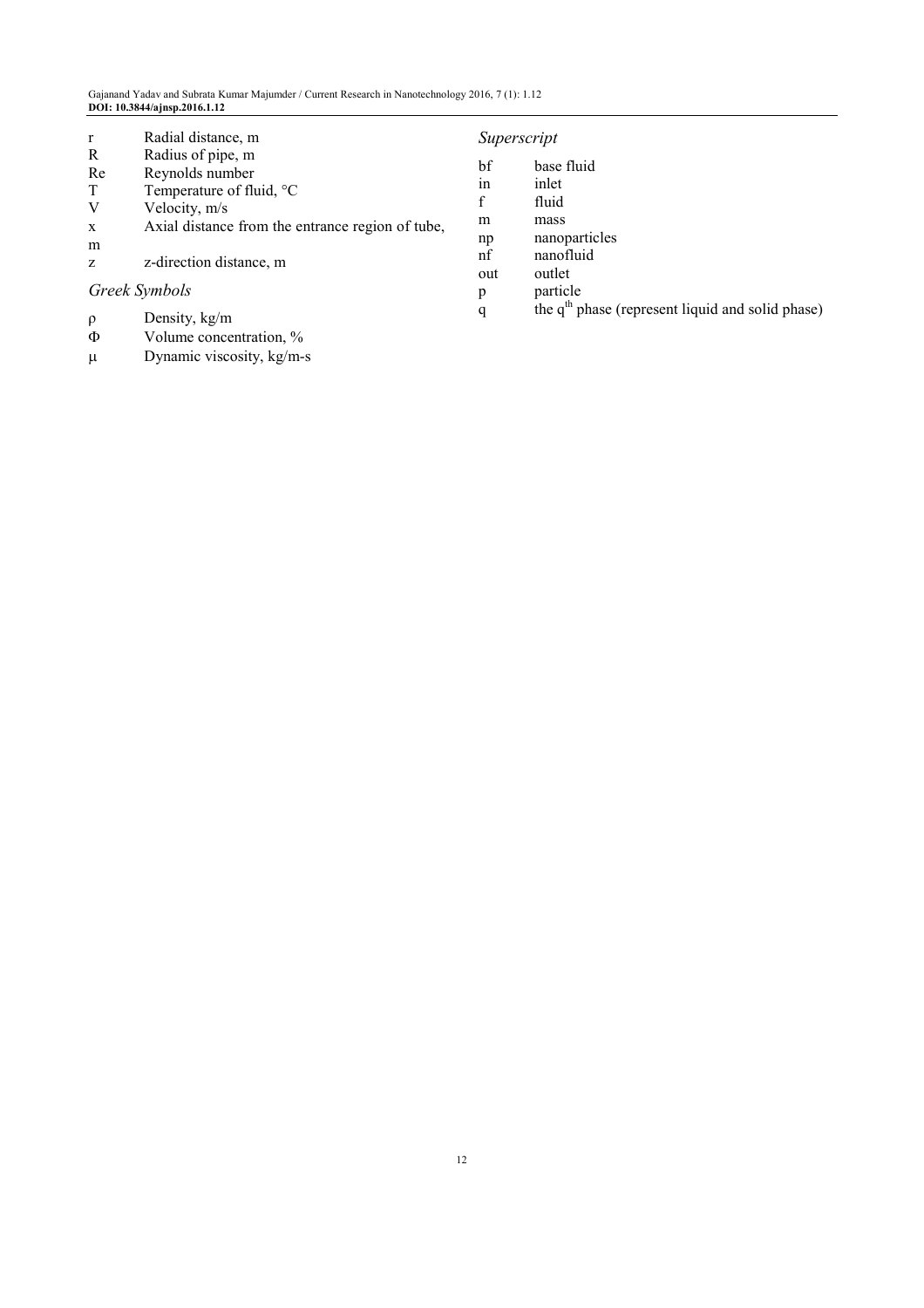| | |
|---|---|
| r | Radial distance, m |
| R | Radius of pipe, m |
| Re | Reynolds number |
| T | Temperature of fluid, °C |
| V | Velocity, m/s |
| x | Axial distance from the entrance region of tube, m |
| z | z-direction distance, m |

*Greek Symbols*

| | |
|---|---|
| ρ | Density, kg/m |
| Φ | Volume concentration, % |
| μ | Dynamic viscosity, kg/m-s |

*Superscript*

| | |
|---|---|
| bf | base fluid |
| in | inlet |
| f | fluid |
| m | mass |
| np | nanoparticles |
| nf | nanofluid |
| out | outlet |
| p | particle |
| q | the $q^{th}$ phase (represent liquid and solid phase) |